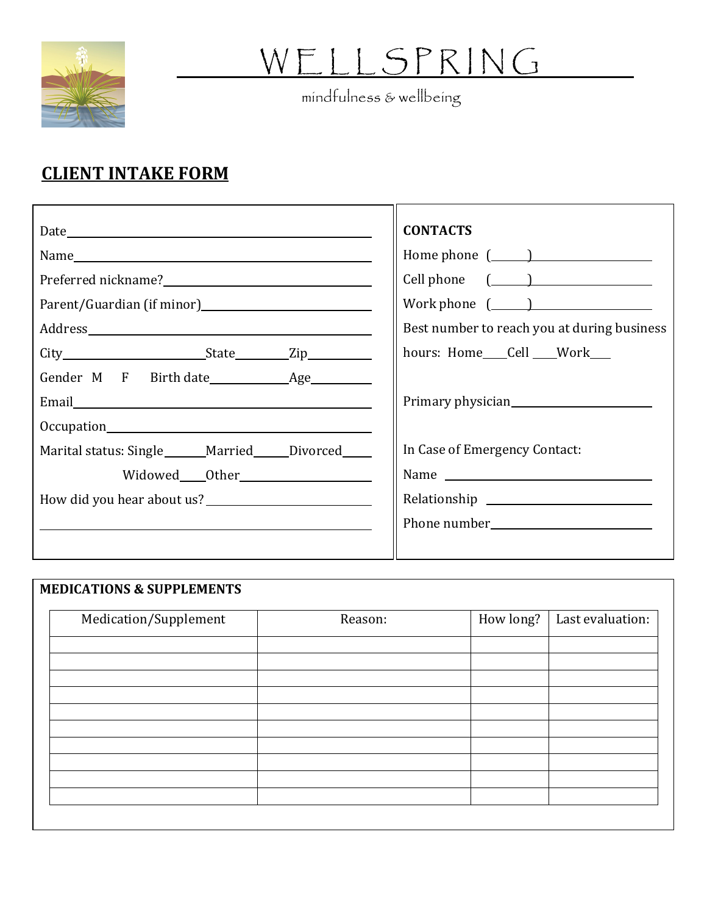# WELLSPRING

mindfulness & wellbeing

## CLIENT INTAKE FORM

Date\_\_\_\_\_\_\_\_\_\_\_\_\_\_\_\_\_\_\_\_\_\_\_\_\_\_\_\_\_\_\_\_\_\_\_\_\_\_\_\_

Name\_\_\_\_\_\_\_\_\_\_\_\_\_\_\_\_\_\_\_\_\_\_\_\_\_\_\_\_\_\_\_\_\_\_\_\_\_\_\_\_

Preferred nickname?\_\_\_\_\_\_\_\_\_\_\_\_\_\_\_\_\_\_\_\_\_\_\_\_\_\_\_\_\_\_

Parent/Guardian (if minor)\_\_\_\_\_\_\_\_\_\_\_\_\_\_\_\_\_\_\_\_\_\_\_\_\_\_

Address\_\_\_\_\_\_\_\_\_\_\_\_\_\_\_\_\_\_\_\_\_\_\_\_\_\_\_\_\_\_\_\_\_\_\_\_\_\_\_\_

City\_\_\_\_\_\_\_\_\_\_\_\_\_\_\_\_\_\_\_\_State\_\_\_\_\_\_\_\_Zip\_\_\_\_\_\_\_\_\_

Gender M F Birth date\_\_\_\_\_\_\_\_\_\_\_\_Age\_\_\_\_\_\_\_\_\_

Email\_\_\_\_\_\_\_\_\_\_\_\_\_\_\_\_\_\_\_\_\_\_\_\_\_\_\_\_\_\_\_\_\_\_\_\_\_\_\_\_

Occupation\_\_\_\_\_\_\_\_\_\_\_\_\_\_\_\_\_\_\_\_\_\_\_\_\_\_\_\_\_\_\_\_\_\_\_\_\_

Marital status: Single\_\_\_\_\_\_Married\_\_\_\_\_\_Divorced\_\_\_\_\_

Widowed\_\_\_\_Other\_\_\_\_\_\_\_\_\_\_\_\_\_\_\_\_\_\_\_\_

How did you hear about us? \_\_\_\_\_\_\_\_\_\_\_\_\_\_\_\_\_\_\_\_\_\_\_\_\_\_

\_\_\_\_\_\_\_\_\_\_\_\_\_\_\_\_\_\_\_\_\_\_\_\_\_\_\_\_\_\_\_\_\_\_\_\_\_\_\_\_\_\_\_\_\_\_

**CONTACTS**

Home phone (\_\_\_\_\_)\_\_\_\_\_\_\_\_\_\_\_\_\_\_\_\_\_\_

Cell phone (\_\_\_\_\_)\_\_\_\_\_\_\_\_\_\_\_\_\_\_\_\_\_\_

Work phone (\_\_\_\_\_)\_\_\_\_\_\_\_\_\_\_\_\_\_\_\_\_\_\_

Best number to reach you at during business hours: Home\_\_\_\_Cell \_\_\_\_Work\_\_\_

Primary physician\_\_\_\_\_\_\_\_\_\_\_\_\_\_\_\_\_\_\_\_\_\_\_\_

In Case of Emergency Contact:

Name \_\_\_\_\_\_\_\_\_\_\_\_\_\_\_\_\_\_\_\_\_\_\_\_\_\_\_\_\_\_\_

Relationship \_\_\_\_\_\_\_\_\_\_\_\_\_\_\_\_\_\_\_\_\_\_\_\_\_\_\_

Phone number\_\_\_\_\_\_\_\_\_\_\_\_\_\_\_\_\_\_\_\_\_\_\_\_\_\_\_

**MEDICATIONS & SUPPLEMENTS**

| Medication/Supplement | Reason: | How long? | Last evaluation: |
|---|---|---|---|
| | | | |
| | | | |
| | | | |
| | | | |
| | | | |
| | | | |
| | | | |
| | | | |
| | | | |
| | | | |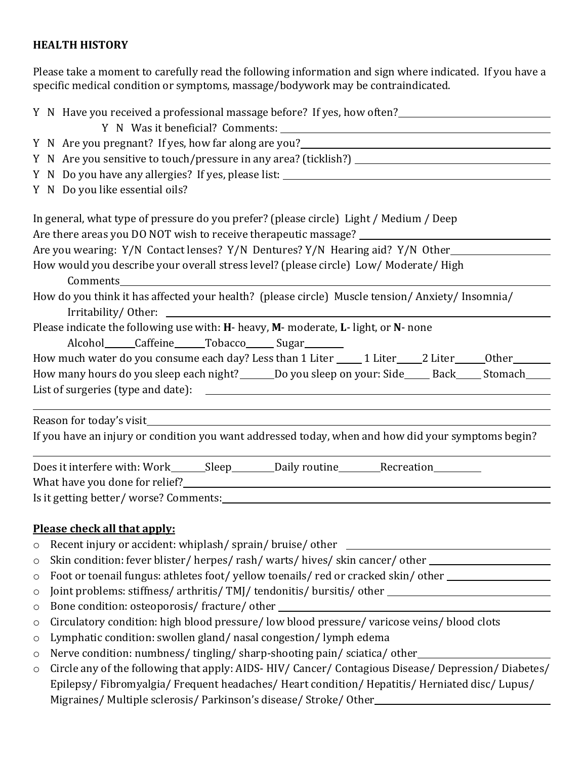**HEALTH HISTORY**

Please take a moment to carefully read the following information and sign where indicated. If you have a specific medical condition or symptoms, massage/bodywork may be contraindicated.

Y N Have you received a professional massage before? If yes, how often?\_\_\_\_\_\_\_\_\_\_\_\_\_\_\_\_\_\_\_\_\_\_\_\_

    Y N Was it beneficial? Comments: \_\_\_\_\_\_\_\_\_\_\_\_\_\_\_\_\_\_\_\_\_\_\_\_\_\_\_\_\_\_\_\_

Y N Are you pregnant? If yes, how far along are you?\_\_\_\_\_\_\_\_\_\_\_\_\_\_\_\_\_\_\_\_\_\_\_\_\_\_\_\_

Y N Are you sensitive to touch/pressure in any area? (ticklish?) \_\_\_\_\_\_\_\_\_\_\_\_\_\_\_\_\_\_\_\_\_\_\_\_

Y N Do you have any allergies? If yes, please list: \_\_\_\_\_\_\_\_\_\_\_\_\_\_\_\_\_\_\_\_\_\_\_\_\_\_\_\_\_\_\_\_

Y N Do you like essential oils?

In general, what type of pressure do you prefer? (please circle) Light / Medium / Deep

Are there areas you DO NOT wish to receive therapeutic massage? \_\_\_\_\_\_\_\_\_\_\_\_\_\_\_\_\_\_\_\_\_\_\_\_

Are you wearing: Y/N Contact lenses? Y/N Dentures? Y/N Hearing aid? Y/N Other\_\_\_\_\_\_\_\_\_\_\_\_\_\_\_\_

How would you describe your overall stress level? (please circle) Low/ Moderate/ High

    Comments\_\_\_\_\_\_\_\_\_\_\_\_\_\_\_\_\_\_\_\_\_\_\_\_\_\_\_\_\_\_\_\_\_\_\_\_\_\_\_\_\_\_\_\_\_\_\_\_\_\_\_\_\_\_\_\_

How do you think it has affected your health? (please circle) Muscle tension/ Anxiety/ Insomnia/

    Irritability/ Other: \_\_\_\_\_\_\_\_\_\_\_\_\_\_\_\_\_\_\_\_\_\_\_\_\_\_\_\_\_\_\_\_\_\_\_\_\_\_\_\_\_\_\_\_\_\_\_\_

Please indicate the following use with: **H**- heavy, **M**- moderate, **L**- light, or **N**- none

    Alcohol\_\_\_\_\_\_Caffeine\_\_\_\_\_\_Tobacco\_\_\_\_\_\_ Sugar\_\_\_\_\_\_\_\_

How much water do you consume each day? Less than 1 Liter \_\_\_\_\_ 1 Liter\_\_\_\_\_2 Liter\_\_\_\_\_\_Other\_\_\_\_\_\_\_

How many hours do you sleep each night?\_\_\_\_\_\_\_Do you sleep on your: Side\_\_\_\_\_ Back\_\_\_\_\_ Stomach\_\_\_\_\_

List of surgeries (type and date): \_\_\_\_\_\_\_\_\_\_\_\_\_\_\_\_\_\_\_\_\_\_\_\_\_\_\_\_\_\_\_\_\_\_\_\_\_\_\_\_\_\_\_\_

\_\_\_\_\_\_\_\_\_\_\_\_\_\_\_\_\_\_\_\_\_\_\_\_\_\_\_\_\_\_\_\_\_\_\_\_\_\_\_\_\_\_\_\_\_\_\_\_\_\_\_\_\_\_\_\_\_\_\_\_\_\_\_\_\_\_

Reason for today's visit\_\_\_\_\_\_\_\_\_\_\_\_\_\_\_\_\_\_\_\_\_\_\_\_\_\_\_\_\_\_\_\_\_\_\_\_\_\_\_\_\_\_\_\_\_\_\_\_\_\_\_\_

If you have an injury or condition you want addressed today, when and how did your symptoms begin?

\_\_\_\_\_\_\_\_\_\_\_\_\_\_\_\_\_\_\_\_\_\_\_\_\_\_\_\_\_\_\_\_\_\_\_\_\_\_\_\_\_\_\_\_\_\_\_\_\_\_\_\_\_\_\_\_\_\_\_\_\_\_\_\_\_\_

Does it interfere with: Work\_\_\_\_\_\_\_Sleep\_\_\_\_\_\_\_\_Daily routine\_\_\_\_\_\_\_\_\_Recreation\_\_\_\_\_\_\_\_\_\_

What have you done for relief?\_\_\_\_\_\_\_\_\_\_\_\_\_\_\_\_\_\_\_\_\_\_\_\_\_\_\_\_\_\_\_\_\_\_\_\_\_\_\_\_\_\_\_\_\_\_\_\_

Is it getting better/ worse? Comments:\_\_\_\_\_\_\_\_\_\_\_\_\_\_\_\_\_\_\_\_\_\_\_\_\_\_\_\_\_\_\_\_\_\_\_\_\_\_\_\_\_\_

**<u>Please check all that apply:</u>**

- ○ Recent injury or accident: whiplash/ sprain/ bruise/ other \_\_\_\_\_\_\_\_\_\_\_\_\_\_\_\_\_\_\_\_\_\_\_\_\_\_
- ○ Skin condition: fever blister/ herpes/ rash/ warts/ hives/ skin cancer/ other \_\_\_\_\_\_\_\_\_\_\_\_\_\_\_\_
- ○ Foot or toenail fungus: athletes foot/ yellow toenails/ red or cracked skin/ other \_\_\_\_\_\_\_\_\_\_\_\_\_\_
- ○ Joint problems: stiffness/ arthritis/ TMJ/ tendonitis/ bursitis/ other \_\_\_\_\_\_\_\_\_\_\_\_\_\_\_\_\_\_\_\_
- ○ Bone condition: osteoporosis/ fracture/ other \_\_\_\_\_\_\_\_\_\_\_\_\_\_\_\_\_\_\_\_\_\_\_\_\_\_\_\_\_\_\_\_\_\_
- ○ Circulatory condition: high blood pressure/ low blood pressure/ varicose veins/ blood clots
- ○ Lymphatic condition: swollen gland/ nasal congestion/ lymph edema
- ○ Nerve condition: numbness/ tingling/ sharp-shooting pain/ sciatica/ other\_\_\_\_\_\_\_\_\_\_\_\_\_\_\_\_\_\_\_\_
- ○ Circle any of the following that apply: AIDS- HIV/ Cancer/ Contagious Disease/ Depression/ Diabetes/ Epilepsy/ Fibromyalgia/ Frequent headaches/ Heart condition/ Hepatitis/ Herniated disc/ Lupus/ Migraines/ Multiple sclerosis/ Parkinson's disease/ Stroke/ Other\_\_\_\_\_\_\_\_\_\_\_\_\_\_\_\_\_\_\_\_\_\_\_\_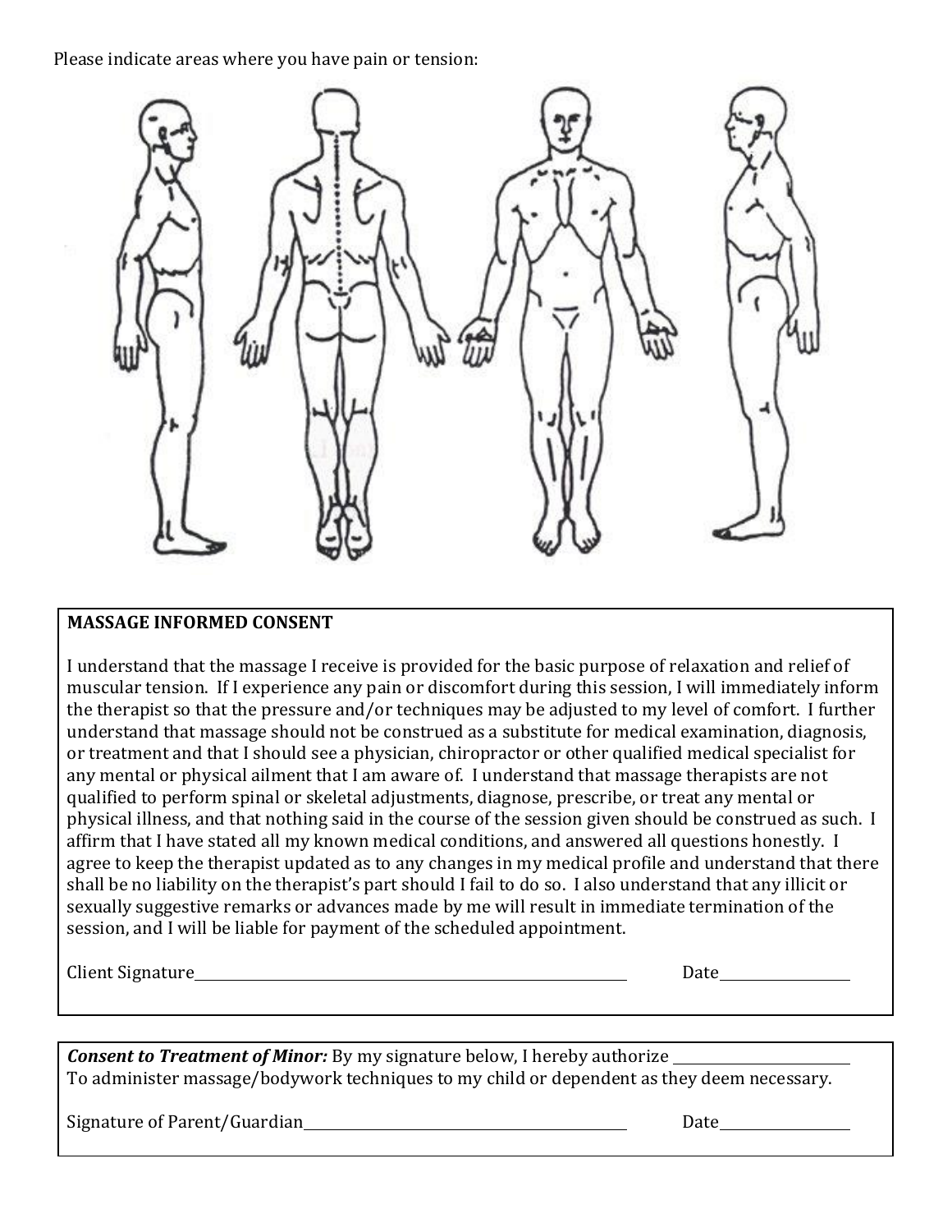Please indicate areas where you have pain or tension:

**MASSAGE INFORMED CONSENT**

I understand that the massage I receive is provided for the basic purpose of relaxation and relief of muscular tension. If I experience any pain or discomfort during this session, I will immediately inform the therapist so that the pressure and/or techniques may be adjusted to my level of comfort. I further understand that massage should not be construed as a substitute for medical examination, diagnosis, or treatment and that I should see a physician, chiropractor or other qualified medical specialist for any mental or physical ailment that I am aware of. I understand that massage therapists are not qualified to perform spinal or skeletal adjustments, diagnose, prescribe, or treat any mental or physical illness, and that nothing said in the course of the session given should be construed as such. I affirm that I have stated all my known medical conditions, and answered all questions honestly. I agree to keep the therapist updated as to any changes in my medical profile and understand that there shall be no liability on the therapist's part should I fail to do so. I also understand that any illicit or sexually suggestive remarks or advances made by me will result in immediate termination of the session, and I will be liable for payment of the scheduled appointment.

Client Signature\_\_\_\_\_\_\_\_\_\_\_\_\_\_\_\_\_\_\_\_\_\_\_\_\_\_\_\_\_\_\_\_\_\_\_\_\_\_\_\_ Date\_\_\_\_\_\_\_\_\_\_\_\_

***Consent to Treatment of Minor:*** By my signature below, I hereby authorize \_\_\_\_\_\_\_\_\_\_\_\_\_\_\_\_\_\_
To administer massage/bodywork techniques to my child or dependent as they deem necessary.

Signature of Parent/Guardian\_\_\_\_\_\_\_\_\_\_\_\_\_\_\_\_\_\_\_\_\_\_\_\_\_\_\_\_\_\_\_\_ Date\_\_\_\_\_\_\_\_\_\_\_\_